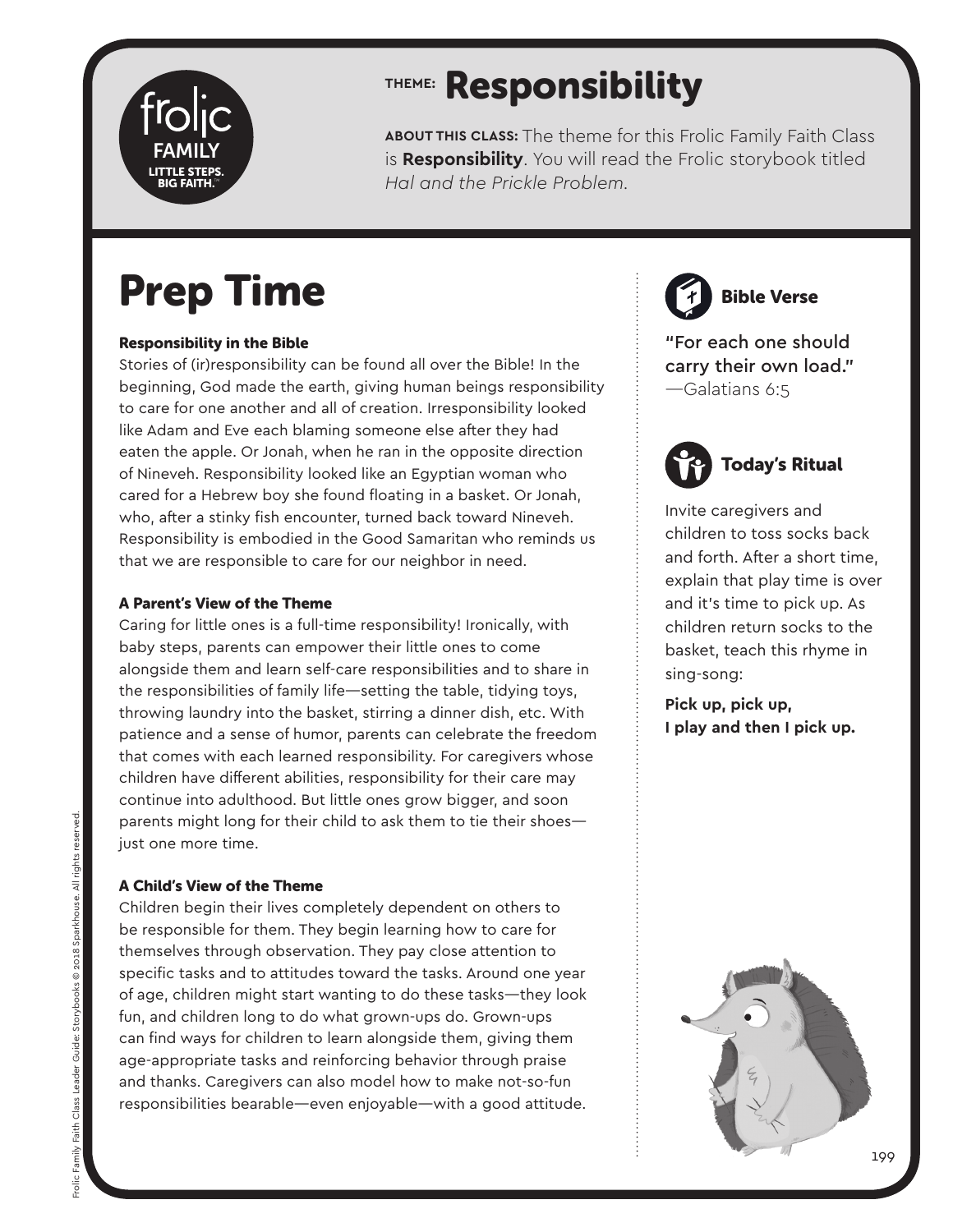# THEME: Responsibility

**ABOUT THIS CLASS:** The theme for this Frolic Family Faith Class is **Responsibility**. You will read the Frolic storybook titled *Hal and the Prickle Problem*.

# Prep Time

### Responsibility in the Bible

Stories of (ir)responsibility can be found all over the Bible! In the beginning, God made the earth, giving human beings responsibility to care for one another and all of creation. Irresponsibility looked like Adam and Eve each blaming someone else after they had eaten the apple. Or Jonah, when he ran in the opposite direction of Nineveh. Responsibility looked like an Egyptian woman who cared for a Hebrew boy she found floating in a basket. Or Jonah, who, after a stinky fish encounter, turned back toward Nineveh. Responsibility is embodied in the Good Samaritan who reminds us that we are responsible to care for our neighbor in need.

### A Parent's View of the Theme

Caring for little ones is a full-time responsibility! Ironically, with baby steps, parents can empower their little ones to come alongside them and learn self-care responsibilities and to share in the responsibilities of family life—setting the table, tidying toys, throwing laundry into the basket, stirring a dinner dish, etc. With patience and a sense of humor, parents can celebrate the freedom that comes with each learned responsibility. For caregivers whose children have different abilities, responsibility for their care may continue into adulthood. But little ones grow bigger, and soon parents might long for their child to ask them to tie their shoes—just one more time.

### A Child's View of the Theme

Children begin their lives completely dependent on others to be responsible for them. They begin learning how to care for themselves through observation. They pay close attention to specific tasks and to attitudes toward the tasks. Around one year of age, children might start wanting to do these tasks—they look fun, and children long to do what grown-ups do. Grown-ups can find ways for children to learn alongside them, giving them age-appropriate tasks and reinforcing behavior through praise and thanks. Caregivers can also model how to make not-so-fun responsibilities bearable—even enjoyable—with a good attitude.

## Bible Verse

"For each one should carry their own load."
—Galatians 6:5

## Today's Ritual

Invite caregivers and children to toss socks back and forth. After a short time, explain that play time is over and it's time to pick up. As children return socks to the basket, teach this rhyme in sing-song:

**Pick up, pick up,
I play and then I pick up.**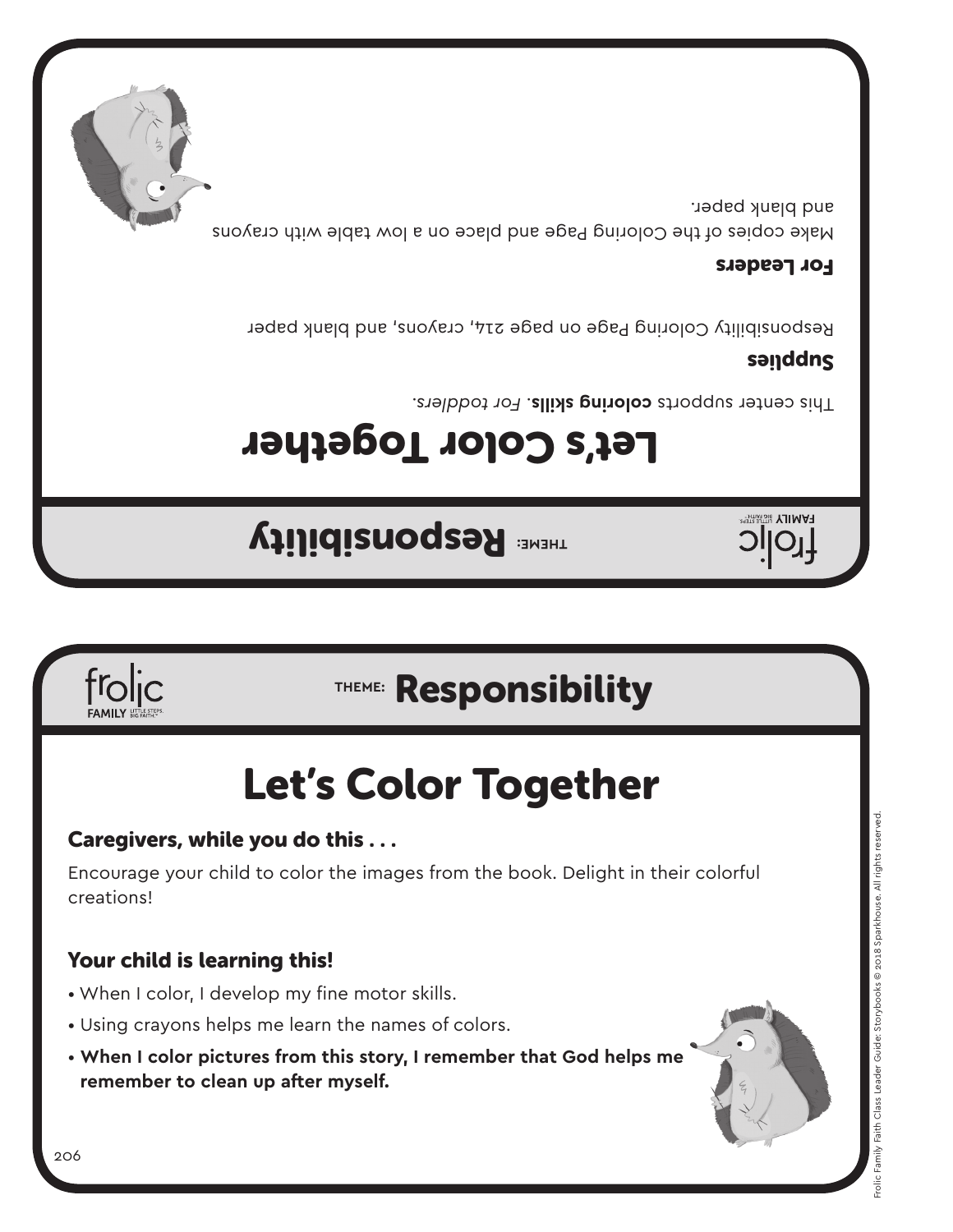frolic FAMILY LITTLE STEPS. BIG FAITH.

**THEME: Responsibility**

# Let's Color Together

This center supports **coloring skills**. *For toddlers.*

## Supplies

Responsibility Coloring Page on page 214, crayons, and blank paper

## For Leaders

Make copies of the Coloring Page and place on a low table with crayons and blank paper.

---

frolic FAMILY LITTLE STEPS. BIG FAITH.

**THEME: Responsibility**

# Let's Color Together

## Caregivers, while you do this . . .

Encourage your child to color the images from the book. Delight in their colorful creations!

## Your child is learning this!

- When I color, I develop my fine motor skills.
- Using crayons helps me learn the names of colors.
- **When I color pictures from this story, I remember that God helps me remember to clean up after myself.**

Frolic Family Faith Class Leader Guide: Storybooks © 2018 Sparkhouse. All rights reserved.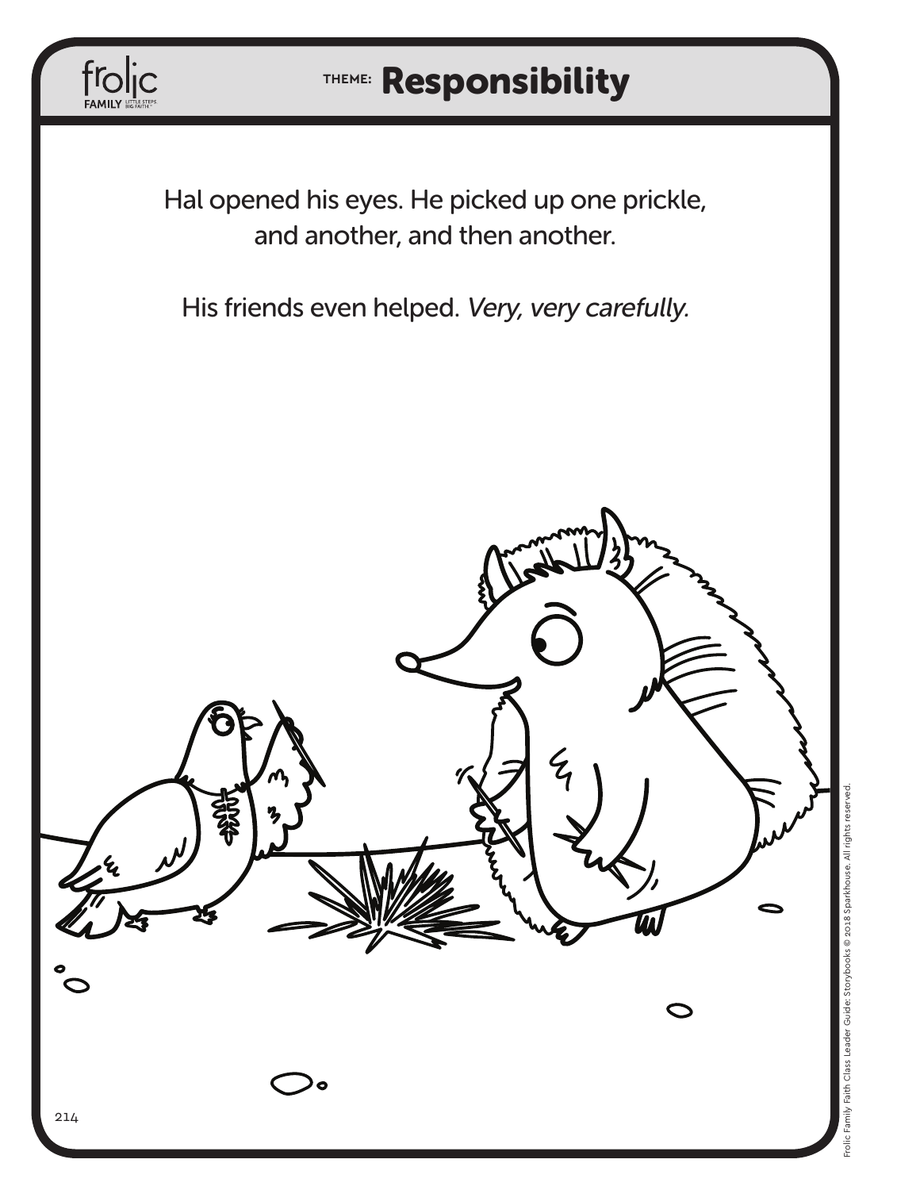THEME: **Responsibility**

Hal opened his eyes. He picked up one prickle, and another, and then another.

His friends even helped. *Very, very carefully.*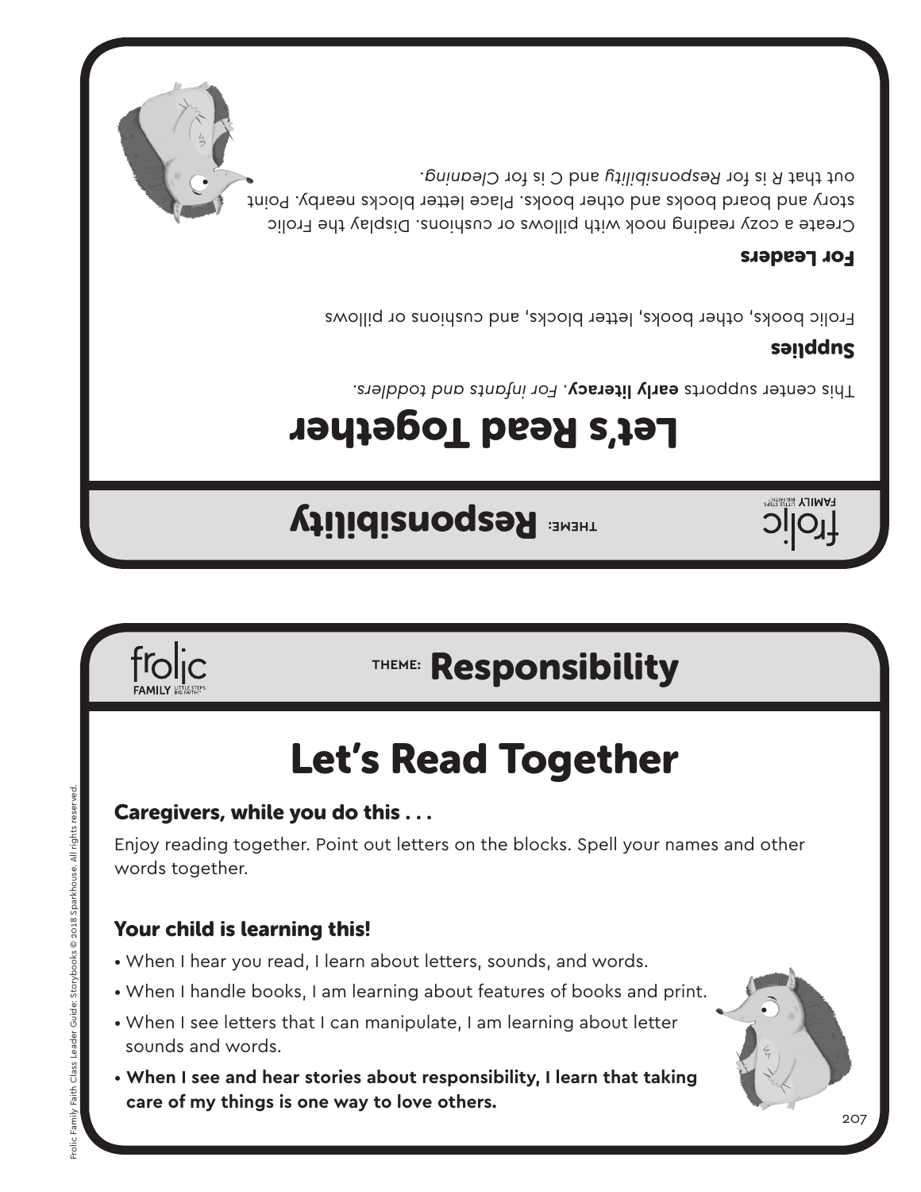THEME: **Responsibility**

# Let's Read Together

This center supports **early literacy**. *For infants and toddlers.*

## Supplies

Frolic books, other books, letter blocks, and cushions or pillows

## For Leaders

Create a cozy reading nook with pillows or cushions. Display the Frolic story and board books and other books. Place letter blocks nearby. Point out that *R* is for *Responsibility* and *C* is for *Cleaning*.

---

THEME: **Responsibility**

# Let's Read Together

## Caregivers, while you do this . . .

Enjoy reading together. Point out letters on the blocks. Spell your names and other words together.

## Your child is learning this!

- When I hear you read, I learn about letters, sounds, and words.
- When I handle books, I am learning about features of books and print.
- When I see letters that I can manipulate, I am learning about letter sounds and words.
- **When I see and hear stories about responsibility, I learn that taking care of my things is one way to love others.**

Frolic Family Faith Class Leader Guide: Storybooks © 2018 Sparkhouse. All rights reserved.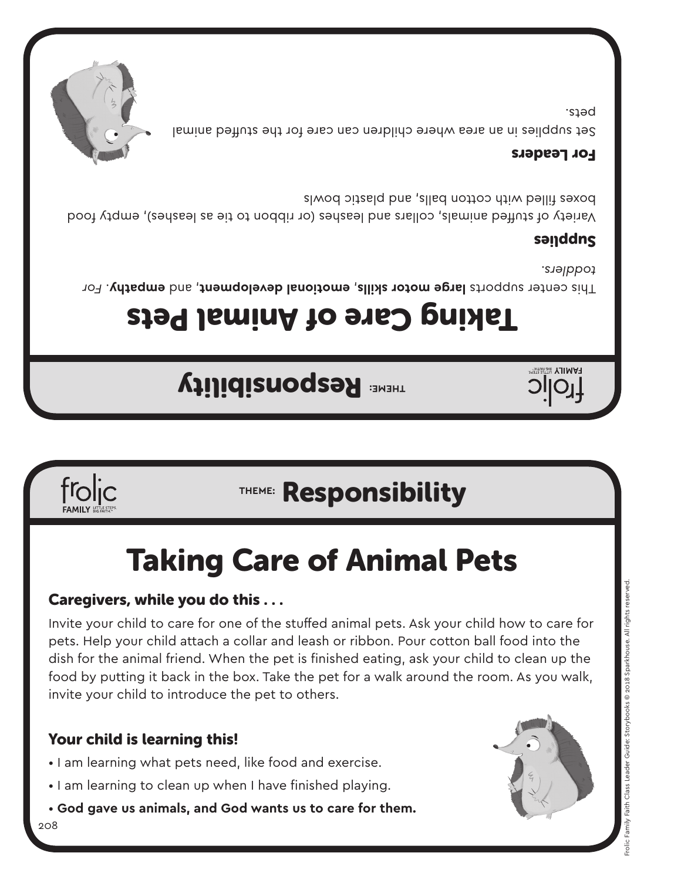THEME: **Responsibility**

# Taking Care of Animal Pets

This center supports **large motor skills**, **emotional development**, and **empathy**. *For toddlers.*

### Supplies

Variety of stuffed animals, collars and leashes (or ribbon to tie as leashes), empty food boxes filled with cotton balls, and plastic bowls

### For Leaders

Set supplies in an area where children can care for the stuffed animal pets.

---

THEME: **Responsibility**

# Taking Care of Animal Pets

### Caregivers, while you do this . . .

Invite your child to care for one of the stuffed animal pets. Ask your child how to care for pets. Help your child attach a collar and leash or ribbon. Pour cotton ball food into the dish for the animal friend. When the pet is finished eating, ask your child to clean up the food by putting it back in the box. Take the pet for a walk around the room. As you walk, invite your child to introduce the pet to others.

### Your child is learning this!

- I am learning what pets need, like food and exercise.
- I am learning to clean up when I have finished playing.
- **God gave us animals, and God wants us to care for them.**

Frolic Family Faith Class Leader Guide: Storybooks © 2018 Sparkhouse. All rights reserved.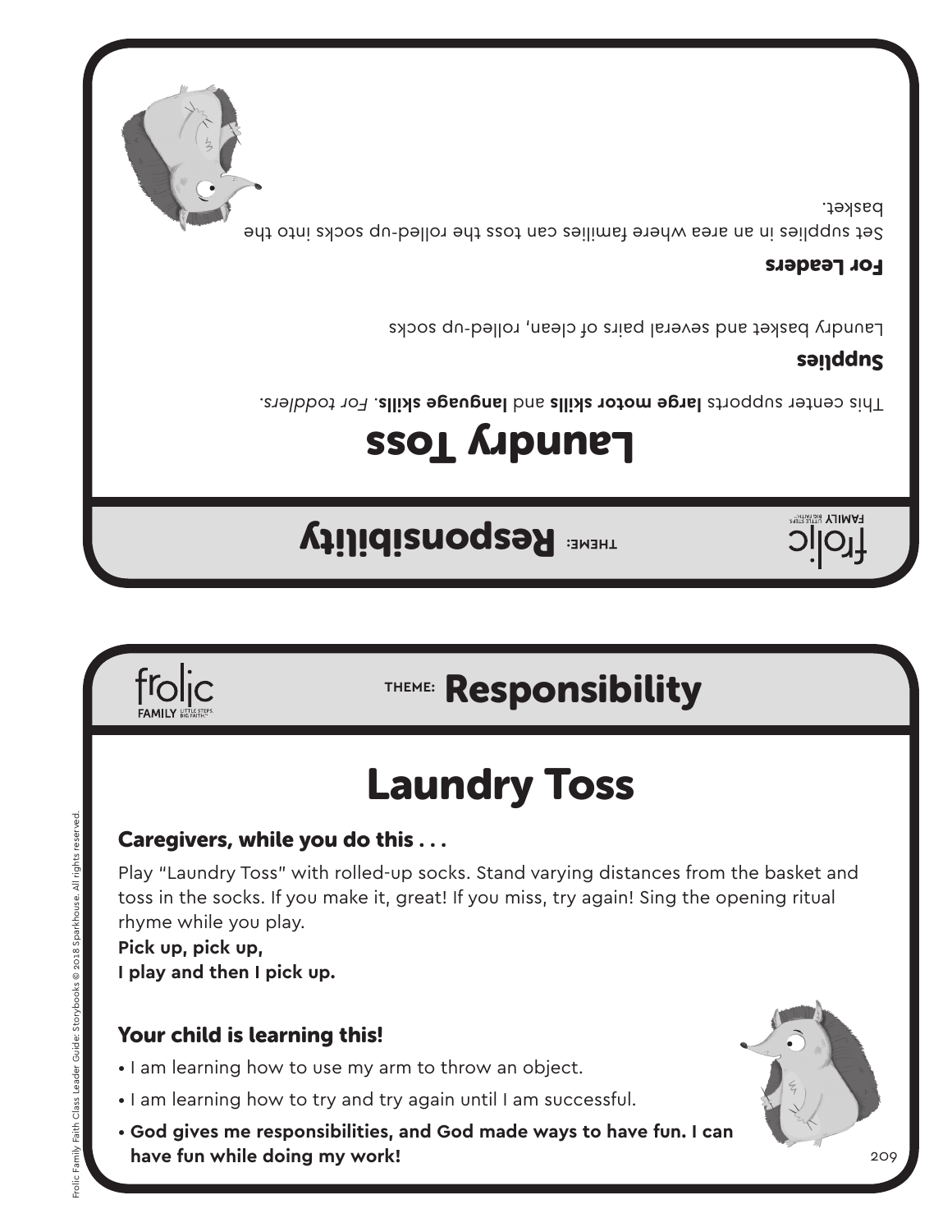THEME: **Responsibility**

# Laundry Toss

This center supports **large motor skills** and **language skills**. *For toddlers.*

### Supplies

Laundry basket and several pairs of clean, rolled-up socks

### For Leaders

Set supplies in an area where families can toss the rolled-up socks into the basket.

---

THEME: **Responsibility**

# Laundry Toss

### Caregivers, while you do this . . .

Play "Laundry Toss" with rolled-up socks. Stand varying distances from the basket and toss in the socks. If you make it, great! If you miss, try again! Sing the opening ritual rhyme while you play.

**Pick up, pick up,**
**I play and then I pick up.**

### Your child is learning this!

- I am learning how to use my arm to throw an object.
- I am learning how to try and try again until I am successful.
- **God gives me responsibilities, and God made ways to have fun. I can have fun while doing my work!**

Frolic Family Faith Class Leader Guide: Storybooks © 2018 Sparkhouse. All rights reserved.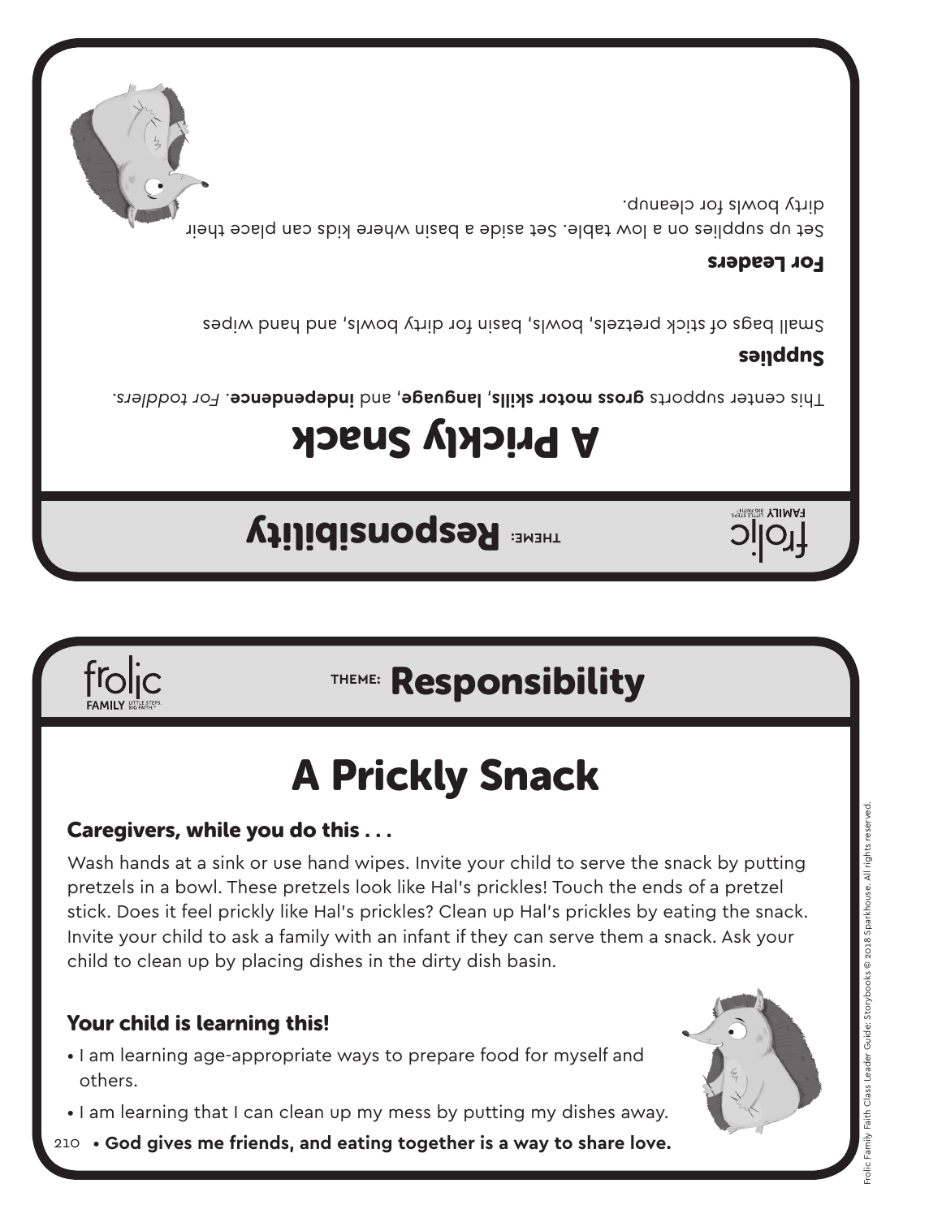THEME: Responsibility

# A Prickly Snack

This center supports **gross motor skills**, **language**, and **independence**. *For toddlers.*

## Supplies

Small bags of stick pretzels, bowls, basin for dirty bowls, and hand wipes

## For Leaders

Set up supplies on a low table. Set aside a basin where kids can place their dirty bowls for cleanup.

THEME: Responsibility

# A Prickly Snack

## Caregivers, while you do this . . .

Wash hands at a sink or use hand wipes. Invite your child to serve the snack by putting pretzels in a bowl. These pretzels look like Hal's prickles! Touch the ends of a pretzel stick. Does it feel prickly like Hal's prickles? Clean up Hal's prickles by eating the snack. Invite your child to ask a family with an infant if they can serve them a snack. Ask your child to clean up by placing dishes in the dirty dish basin.

## Your child is learning this!

- I am learning age-appropriate ways to prepare food for myself and others.
- I am learning that I can clean up my mess by putting my dishes away.
- **God gives me friends, and eating together is a way to share love.**

Frolic Family Faith Class Leader Guide: Storybooks © 2018 Sparkhouse. All rights reserved.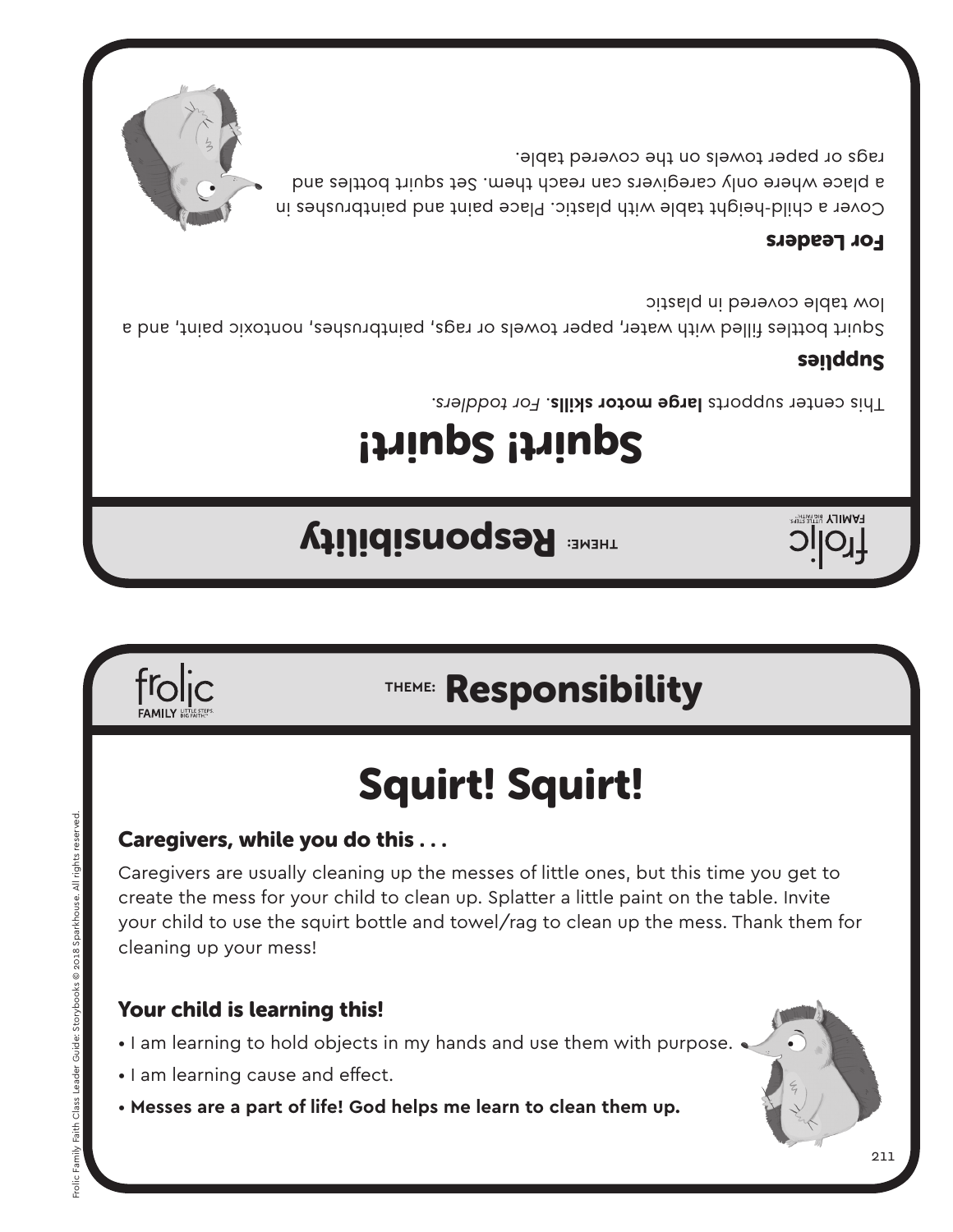THEME: **Responsibility**

# Squirt! Squirt!

This center supports **large motor skills**. *For toddlers.*

**Supplies**

Squirt bottles filled with water, paper towels or rags, paintbrushes, nontoxic paint, and a low table covered in plastic

**For Leaders**

Cover a child-height table with plastic. Place paint and paintbrushes in a place where only caregivers can reach them. Set squirt bottles and rags or paper towels on the covered table.

THEME: **Responsibility**

# Squirt! Squirt!

## Caregivers, while you do this . . .

Caregivers are usually cleaning up the messes of little ones, but this time you get to create the mess for your child to clean up. Splatter a little paint on the table. Invite your child to use the squirt bottle and towel/rag to clean up the mess. Thank them for cleaning up your mess!

## Your child is learning this!

- I am learning to hold objects in my hands and use them with purpose.
- I am learning cause and effect.
- **Messes are a part of life! God helps me learn to clean them up.**

Frolic Family Faith Class Leader Guide: Storybooks © 2018 Sparkhouse. All rights reserved.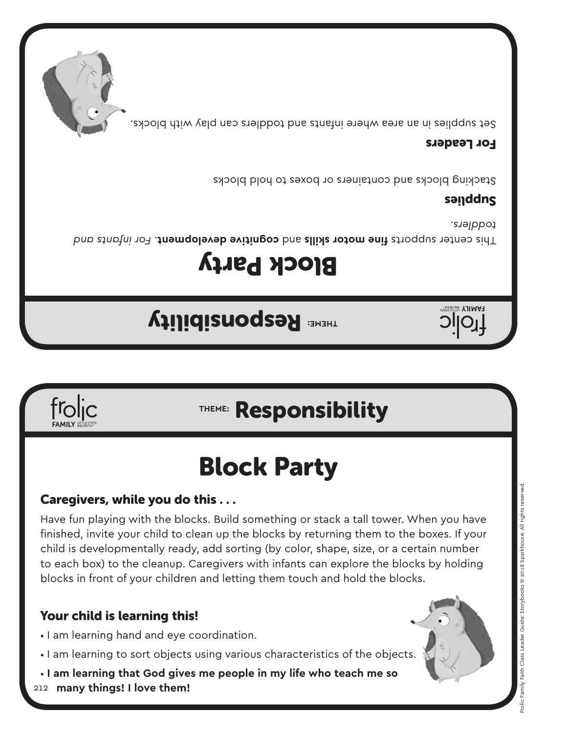THEME: **Responsibility**

# Block Party

This center supports **fine motor skills** and **cognitive development**. *For infants and toddlers.*

### Supplies

Stacking blocks and containers or boxes to hold blocks

### For Leaders

Set supplies in an area where infants and toddlers can play with blocks.

THEME: **Responsibility**

# Block Party

### Caregivers, while you do this . . .

Have fun playing with the blocks. Build something or stack a tall tower. When you have finished, invite your child to clean up the blocks by returning them to the boxes. If your child is developmentally ready, add sorting (by color, shape, size, or a certain number to each box) to the cleanup. Caregivers with infants can explore the blocks by holding blocks in front of your children and letting them touch and hold the blocks.

### Your child is learning this!

- I am learning hand and eye coordination.
- I am learning to sort objects using various characteristics of the objects.
- **I am learning that God gives me people in my life who teach me so many things! I love them!**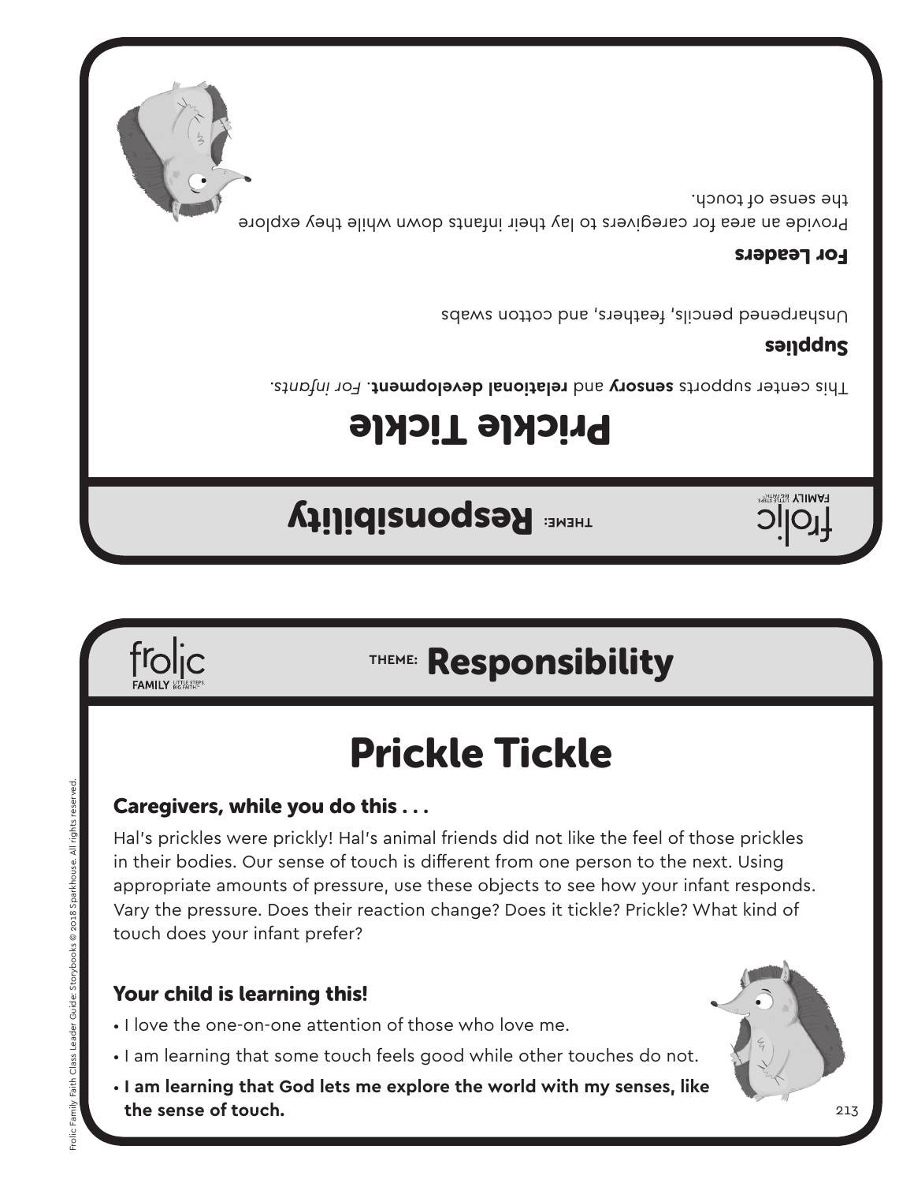THEME: **Responsibility**

# Prickle Tickle

This center supports **sensory** and **relational development**. *For infants.*

## Supplies

Unsharpened pencils, feathers, and cotton swabs

## For Leaders

Provide an area for caregivers to lay their infants down while they explore the sense of touch.

THEME: **Responsibility**

# Prickle Tickle

## Caregivers, while you do this . . .

Hal's prickles were prickly! Hal's animal friends did not like the feel of those prickles in their bodies. Our sense of touch is different from one person to the next. Using appropriate amounts of pressure, use these objects to see how your infant responds. Vary the pressure. Does their reaction change? Does it tickle? Prickle? What kind of touch does your infant prefer?

## Your child is learning this!

- I love the one-on-one attention of those who love me.
- I am learning that some touch feels good while other touches do not.
- **I am learning that God lets me explore the world with my senses, like the sense of touch.**

Frolic Family Faith Class Leader Guide: Storybooks © 2018 Sparkhouse. All rights reserved.